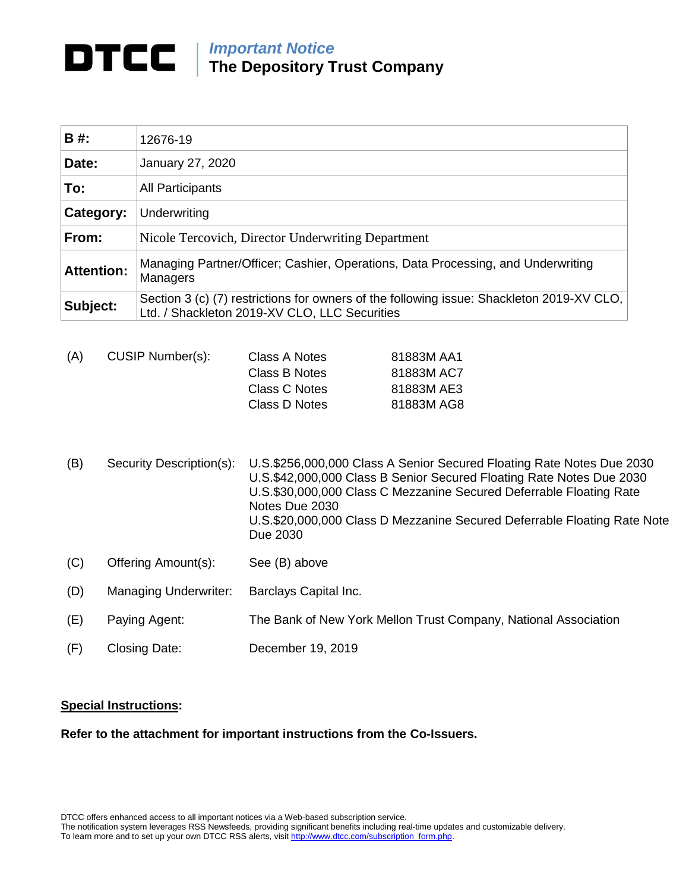# DTCC

*Important Notice*
**The Depository Trust Company**

| | |
|---|---|
| **B #:** | 12676-19 |
| **Date:** | January 27, 2020 |
| **To:** | All Participants |
| **Category:** | Underwriting |
| **From:** | Nicole Tercovich, Director Underwriting Department |
| **Attention:** | Managing Partner/Officer; Cashier, Operations, Data Processing, and Underwriting Managers |
| **Subject:** | Section 3 (c) (7) restrictions for owners of the following issue: Shackleton 2019-XV CLO, Ltd. / Shackleton 2019-XV CLO, LLC Securities |

(A) CUSIP Number(s):

| | |
|---|---|
| Class A Notes | 81883M AA1 |
| Class B Notes | 81883M AC7 |
| Class C Notes | 81883M AE3 |
| Class D Notes | 81883M AG8 |

(B) Security Description(s):
U.S.$256,000,000 Class A Senior Secured Floating Rate Notes Due 2030
U.S.$42,000,000 Class B Senior Secured Floating Rate Notes Due 2030
U.S.$30,000,000 Class C Mezzanine Secured Deferrable Floating Rate Notes Due 2030
U.S.$20,000,000 Class D Mezzanine Secured Deferrable Floating Rate Note Due 2030

(C) Offering Amount(s): See (B) above

(D) Managing Underwriter: Barclays Capital Inc.

(E) Paying Agent: The Bank of New York Mellon Trust Company, National Association

(F) Closing Date: December 19, 2019

**Special Instructions:**

**Refer to the attachment for important instructions from the Co-Issuers.**

DTCC offers enhanced access to all important notices via a Web-based subscription service.
The notification system leverages RSS Newsfeeds, providing significant benefits including real-time updates and customizable delivery.
To learn more and to set up your own DTCC RSS alerts, visit http://www.dtcc.com/subscription_form.php.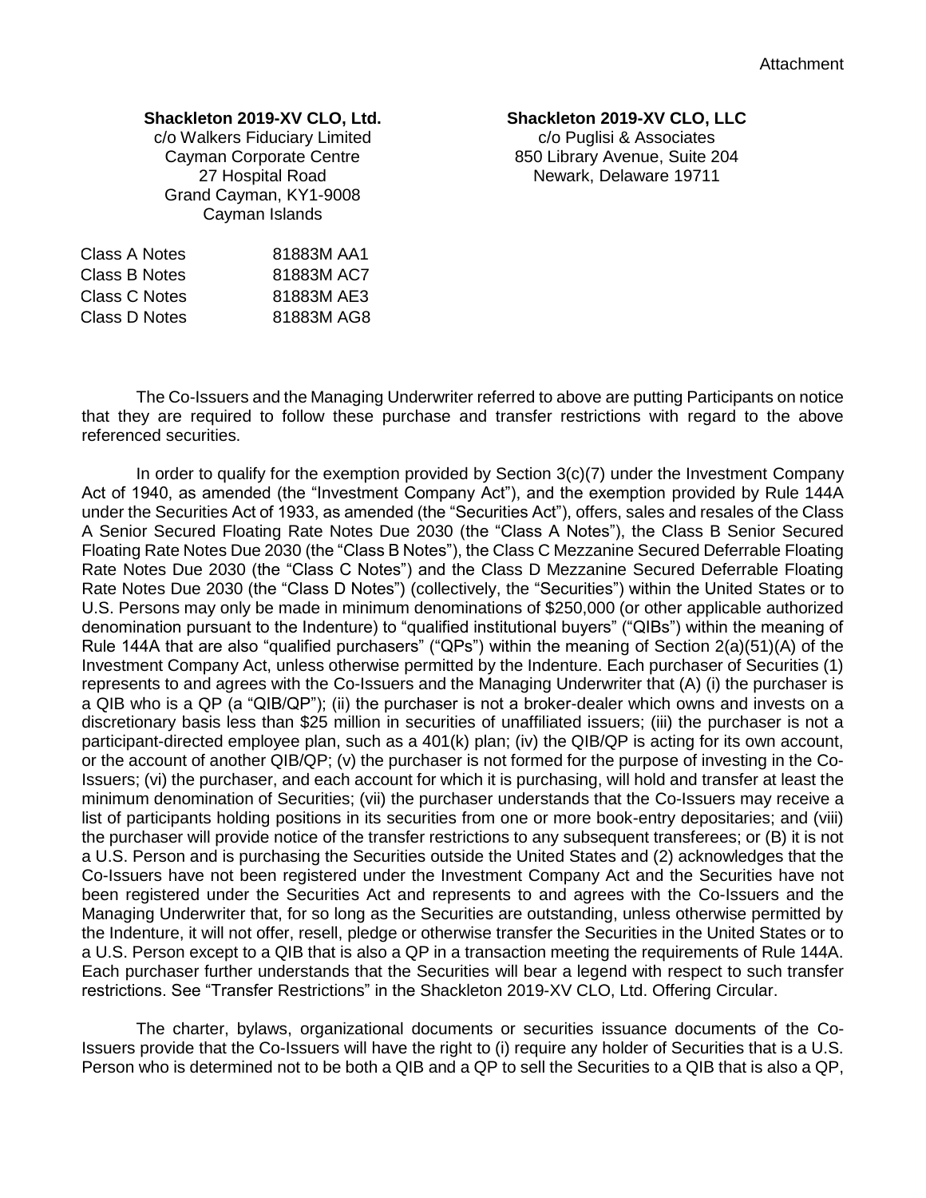Attachment

**Shackleton 2019-XV CLO, Ltd.**
c/o Walkers Fiduciary Limited
Cayman Corporate Centre
27 Hospital Road
Grand Cayman, KY1-9008
Cayman Islands

**Shackleton 2019-XV CLO, LLC**
c/o Puglisi & Associates
850 Library Avenue, Suite 204
Newark, Delaware 19711

| | |
|---|---|
| Class A Notes | 81883M AA1 |
| Class B Notes | 81883M AC7 |
| Class C Notes | 81883M AE3 |
| Class D Notes | 81883M AG8 |

The Co-Issuers and the Managing Underwriter referred to above are putting Participants on notice that they are required to follow these purchase and transfer restrictions with regard to the above referenced securities.

In order to qualify for the exemption provided by Section 3(c)(7) under the Investment Company Act of 1940, as amended (the "Investment Company Act"), and the exemption provided by Rule 144A under the Securities Act of 1933, as amended (the "Securities Act"), offers, sales and resales of the Class A Senior Secured Floating Rate Notes Due 2030 (the "Class A Notes"), the Class B Senior Secured Floating Rate Notes Due 2030 (the "Class B Notes"), the Class C Mezzanine Secured Deferrable Floating Rate Notes Due 2030 (the "Class C Notes") and the Class D Mezzanine Secured Deferrable Floating Rate Notes Due 2030 (the "Class D Notes") (collectively, the "Securities") within the United States or to U.S. Persons may only be made in minimum denominations of $250,000 (or other applicable authorized denomination pursuant to the Indenture) to "qualified institutional buyers" ("QIBs") within the meaning of Rule 144A that are also "qualified purchasers" ("QPs") within the meaning of Section 2(a)(51)(A) of the Investment Company Act, unless otherwise permitted by the Indenture. Each purchaser of Securities (1) represents to and agrees with the Co-Issuers and the Managing Underwriter that (A) (i) the purchaser is a QIB who is a QP (a "QIB/QP"); (ii) the purchaser is not a broker-dealer which owns and invests on a discretionary basis less than $25 million in securities of unaffiliated issuers; (iii) the purchaser is not a participant-directed employee plan, such as a 401(k) plan; (iv) the QIB/QP is acting for its own account, or the account of another QIB/QP; (v) the purchaser is not formed for the purpose of investing in the Co-Issuers; (vi) the purchaser, and each account for which it is purchasing, will hold and transfer at least the minimum denomination of Securities; (vii) the purchaser understands that the Co-Issuers may receive a list of participants holding positions in its securities from one or more book-entry depositaries; and (viii) the purchaser will provide notice of the transfer restrictions to any subsequent transferees; or (B) it is not a U.S. Person and is purchasing the Securities outside the United States and (2) acknowledges that the Co-Issuers have not been registered under the Investment Company Act and the Securities have not been registered under the Securities Act and represents to and agrees with the Co-Issuers and the Managing Underwriter that, for so long as the Securities are outstanding, unless otherwise permitted by the Indenture, it will not offer, resell, pledge or otherwise transfer the Securities in the United States or to a U.S. Person except to a QIB that is also a QP in a transaction meeting the requirements of Rule 144A. Each purchaser further understands that the Securities will bear a legend with respect to such transfer restrictions. See "Transfer Restrictions" in the Shackleton 2019-XV CLO, Ltd. Offering Circular.

The charter, bylaws, organizational documents or securities issuance documents of the Co-Issuers provide that the Co-Issuers will have the right to (i) require any holder of Securities that is a U.S. Person who is determined not to be both a QIB and a QP to sell the Securities to a QIB that is also a QP,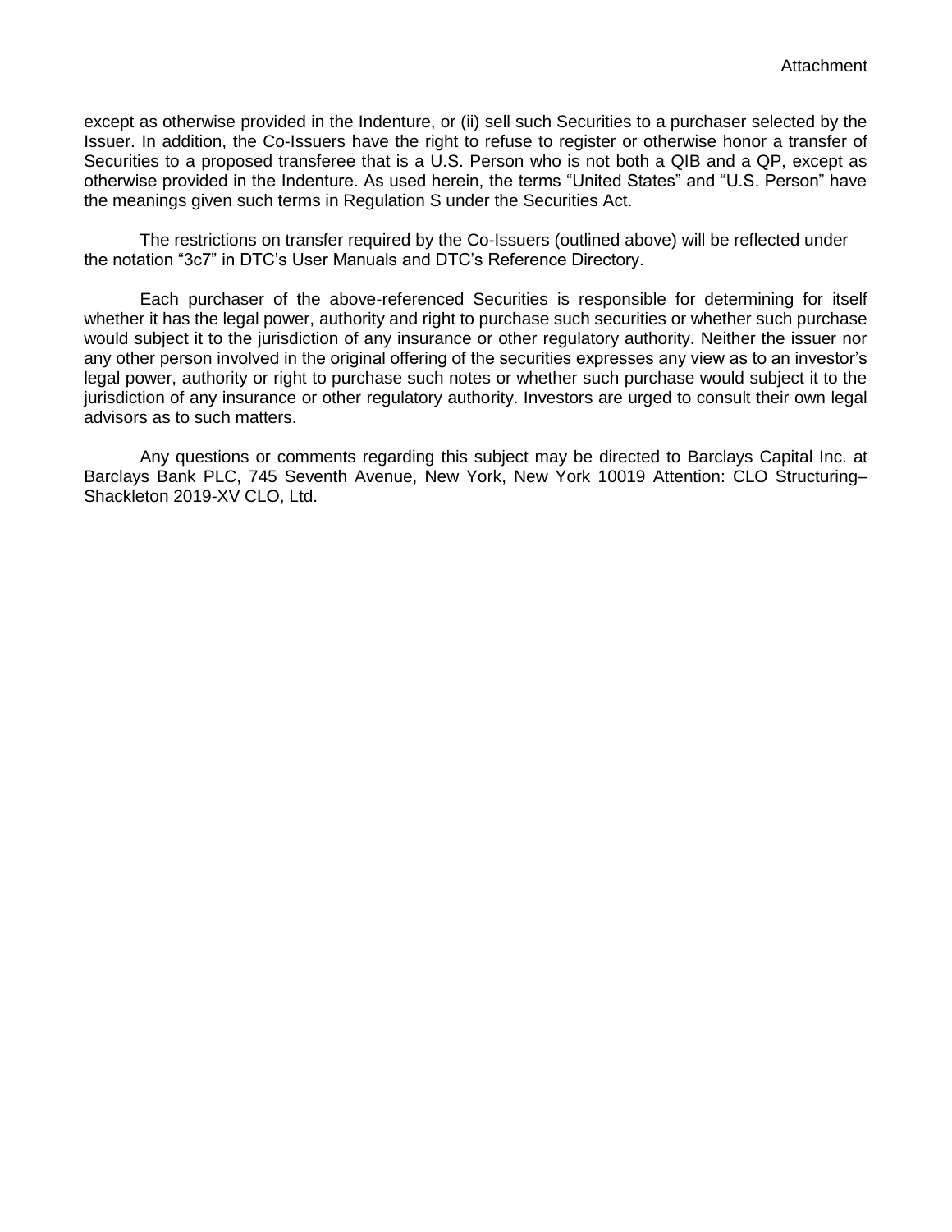except as otherwise provided in the Indenture, or (ii) sell such Securities to a purchaser selected by the Issuer. In addition, the Co-Issuers have the right to refuse to register or otherwise honor a transfer of Securities to a proposed transferee that is a U.S. Person who is not both a QIB and a QP, except as otherwise provided in the Indenture. As used herein, the terms "United States" and "U.S. Person" have the meanings given such terms in Regulation S under the Securities Act.

The restrictions on transfer required by the Co-Issuers (outlined above) will be reflected under the notation "3c7" in DTC's User Manuals and DTC's Reference Directory.

Each purchaser of the above-referenced Securities is responsible for determining for itself whether it has the legal power, authority and right to purchase such securities or whether such purchase would subject it to the jurisdiction of any insurance or other regulatory authority. Neither the issuer nor any other person involved in the original offering of the securities expresses any view as to an investor's legal power, authority or right to purchase such notes or whether such purchase would subject it to the jurisdiction of any insurance or other regulatory authority. Investors are urged to consult their own legal advisors as to such matters.

Any questions or comments regarding this subject may be directed to Barclays Capital Inc. at Barclays Bank PLC, 745 Seventh Avenue, New York, New York 10019 Attention: CLO Structuring– Shackleton 2019-XV CLO, Ltd.